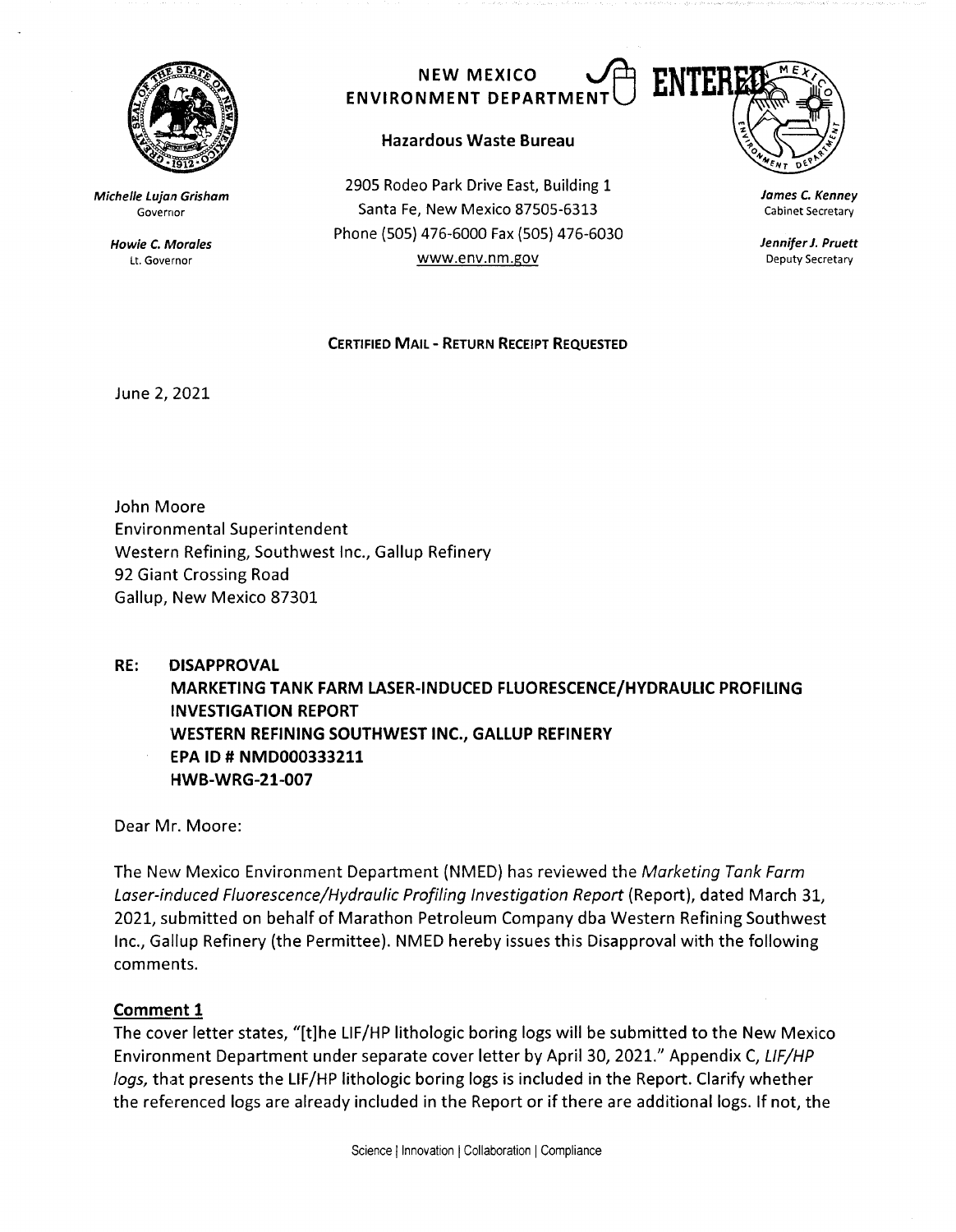**NEW MEXICO ENVIRONMENT DEPARTMENT**

**Hazardous Waste Bureau**

2905 Rodeo Park Drive East, Building 1
Santa Fe, New Mexico 87505-6313
Phone (505) 476-6000 Fax (505) 476-6030
www.env.nm.gov

ENTERED

*Michelle Lujan Grisham*
Governor

*Howie C. Morales*
Lt. Governor

*James C. Kenney*
Cabinet Secretary

*Jennifer J. Pruett*
Deputy Secretary

**CERTIFIED MAIL - RETURN RECEIPT REQUESTED**

June 2, 2021

John Moore
Environmental Superintendent
Western Refining, Southwest Inc., Gallup Refinery
92 Giant Crossing Road
Gallup, New Mexico 87301

**RE: DISAPPROVAL
MARKETING TANK FARM LASER-INDUCED FLUORESCENCE/HYDRAULIC PROFILING INVESTIGATION REPORT
WESTERN REFINING SOUTHWEST INC., GALLUP REFINERY
EPA ID # NMD000333211
HWB-WRG-21-007**

Dear Mr. Moore:

The New Mexico Environment Department (NMED) has reviewed the *Marketing Tank Farm Laser-induced Fluorescence/Hydraulic Profiling Investigation Report* (Report), dated March 31, 2021, submitted on behalf of Marathon Petroleum Company dba Western Refining Southwest Inc., Gallup Refinery (the Permittee). NMED hereby issues this Disapproval with the following comments.

## Comment 1

The cover letter states, "[t]he LIF/HP lithologic boring logs will be submitted to the New Mexico Environment Department under separate cover letter by April 30, 2021." Appendix C, *LIF/HP logs,* that presents the LIF/HP lithologic boring logs is included in the Report. Clarify whether the referenced logs are already included in the Report or if there are additional logs. If not, the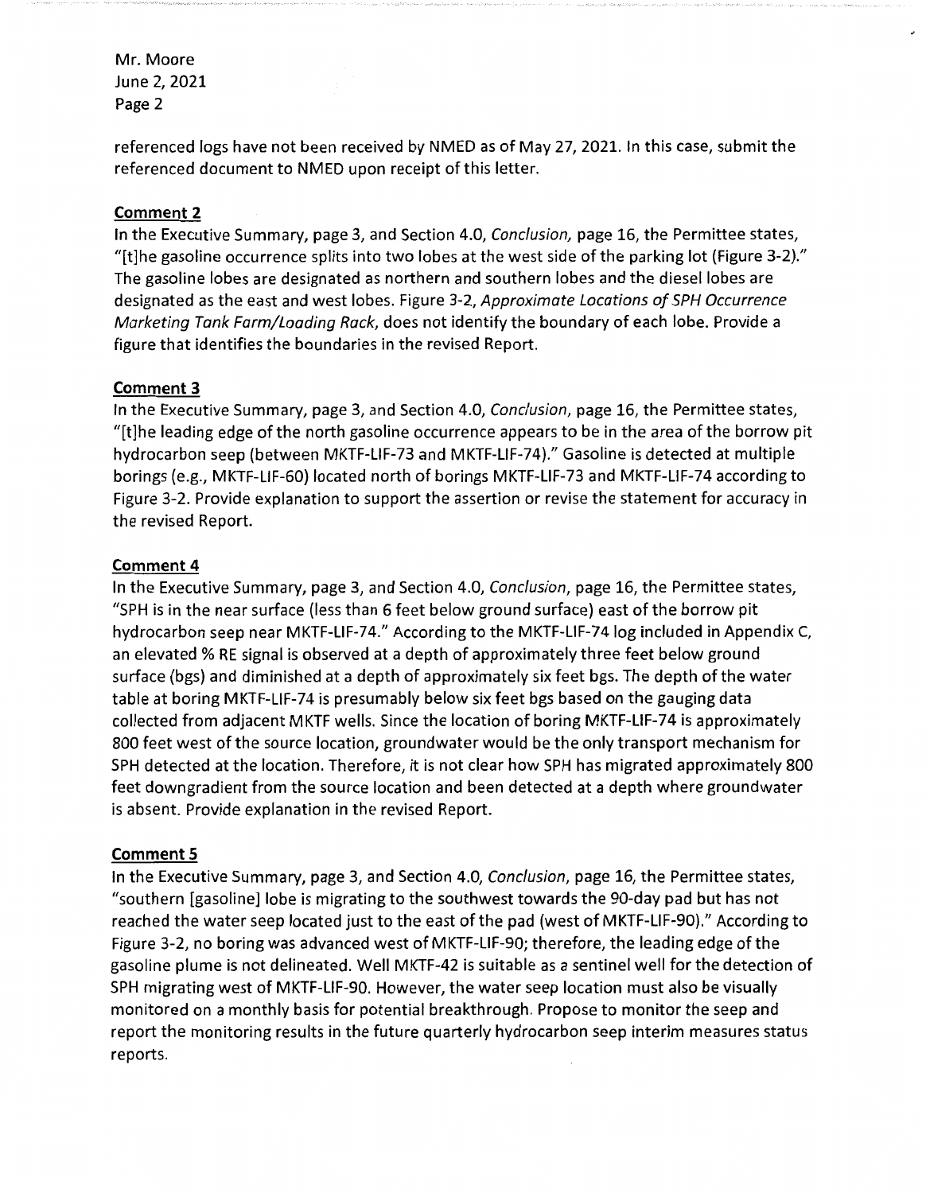referenced logs have not been received by NMED as of May 27, 2021. In this case, submit the referenced document to NMED upon receipt of this letter.

**Comment 2**

In the Executive Summary, page 3, and Section 4.0, *Conclusion*, page 16, the Permittee states, "[t]he gasoline occurrence splits into two lobes at the west side of the parking lot (Figure 3-2)." The gasoline lobes are designated as northern and southern lobes and the diesel lobes are designated as the east and west lobes. Figure 3-2, *Approximate Locations of SPH Occurrence Marketing Tank Farm/Loading Rack*, does not identify the boundary of each lobe. Provide a figure that identifies the boundaries in the revised Report.

**Comment 3**

In the Executive Summary, page 3, and Section 4.0, *Conclusion*, page 16, the Permittee states, "[t]he leading edge of the north gasoline occurrence appears to be in the area of the borrow pit hydrocarbon seep (between MKTF-LIF-73 and MKTF-LIF-74)." Gasoline is detected at multiple borings (e.g., MKTF-LIF-60) located north of borings MKTF-LIF-73 and MKTF-LIF-74 according to Figure 3-2. Provide explanation to support the assertion or revise the statement for accuracy in the revised Report.

**Comment 4**

In the Executive Summary, page 3, and Section 4.0, *Conclusion*, page 16, the Permittee states, "SPH is in the near surface (less than 6 feet below ground surface) east of the borrow pit hydrocarbon seep near MKTF-LIF-74." According to the MKTF-LIF-74 log included in Appendix C, an elevated % RE signal is observed at a depth of approximately three feet below ground surface (bgs) and diminished at a depth of approximately six feet bgs. The depth of the water table at boring MKTF-LIF-74 is presumably below six feet bgs based on the gauging data collected from adjacent MKTF wells. Since the location of boring MKTF-LIF-74 is approximately 800 feet west of the source location, groundwater would be the only transport mechanism for SPH detected at the location. Therefore, it is not clear how SPH has migrated approximately 800 feet downgradient from the source location and been detected at a depth where groundwater is absent. Provide explanation in the revised Report.

**Comment 5**

In the Executive Summary, page 3, and Section 4.0, *Conclusion*, page 16, the Permittee states, "southern [gasoline] lobe is migrating to the southwest towards the 90-day pad but has not reached the water seep located just to the east of the pad (west of MKTF-LIF-90)." According to Figure 3-2, no boring was advanced west of MKTF-LIF-90; therefore, the leading edge of the gasoline plume is not delineated. Well MKTF-42 is suitable as a sentinel well for the detection of SPH migrating west of MKTF-LIF-90. However, the water seep location must also be visually monitored on a monthly basis for potential breakthrough. Propose to monitor the seep and report the monitoring results in the future quarterly hydrocarbon seep interim measures status reports.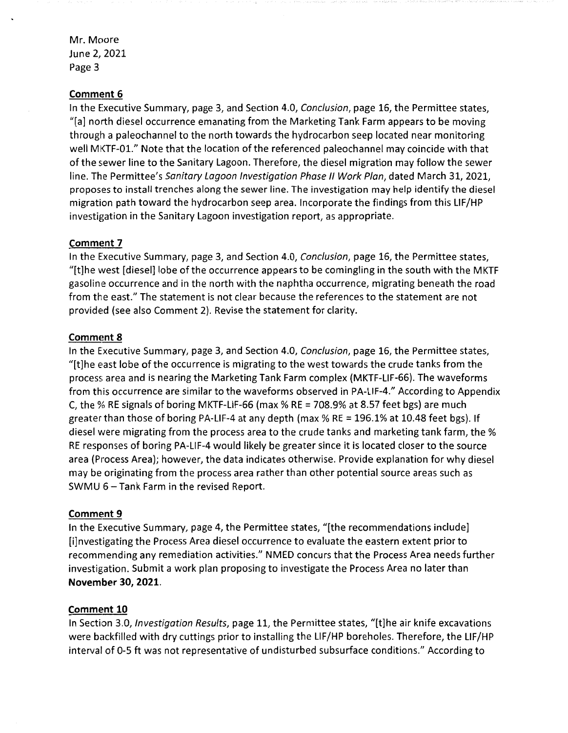## Comment 6

In the Executive Summary, page 3, and Section 4.0, *Conclusion*, page 16, the Permittee states, "[a] north diesel occurrence emanating from the Marketing Tank Farm appears to be moving through a paleochannel to the north towards the hydrocarbon seep located near monitoring well MKTF-01." Note that the location of the referenced paleochannel may coincide with that of the sewer line to the Sanitary Lagoon. Therefore, the diesel migration may follow the sewer line. The Permittee's *Sanitary Lagoon Investigation Phase II Work Plan*, dated March 31, 2021, proposes to install trenches along the sewer line. The investigation may help identify the diesel migration path toward the hydrocarbon seep area. Incorporate the findings from this LIF/HP investigation in the Sanitary Lagoon investigation report, as appropriate.

## Comment 7

In the Executive Summary, page 3, and Section 4.0, *Conclusion*, page 16, the Permittee states, "[t]he west [diesel] lobe of the occurrence appears to be comingling in the south with the MKTF gasoline occurrence and in the north with the naphtha occurrence, migrating beneath the road from the east." The statement is not clear because the references to the statement are not provided (see also Comment 2). Revise the statement for clarity.

## Comment 8

In the Executive Summary, page 3, and Section 4.0, *Conclusion*, page 16, the Permittee states, "[t]he east lobe of the occurrence is migrating to the west towards the crude tanks from the process area and is nearing the Marketing Tank Farm complex (MKTF-LIF-66). The waveforms from this occurrence are similar to the waveforms observed in PA-LIF-4." According to Appendix C, the % RE signals of boring MKTF-LIF-66 (max % RE = 708.9% at 8.57 feet bgs) are much greater than those of boring PA-LIF-4 at any depth (max % RE = 196.1% at 10.48 feet bgs). If diesel were migrating from the process area to the crude tanks and marketing tank farm, the % RE responses of boring PA-LIF-4 would likely be greater since it is located closer to the source area (Process Area); however, the data indicates otherwise. Provide explanation for why diesel may be originating from the process area rather than other potential source areas such as SWMU 6 – Tank Farm in the revised Report.

## Comment 9

In the Executive Summary, page 4, the Permittee states, "[the recommendations include] [i]nvestigating the Process Area diesel occurrence to evaluate the eastern extent prior to recommending any remediation activities." NMED concurs that the Process Area needs further investigation. Submit a work plan proposing to investigate the Process Area no later than **November 30, 2021**.

## Comment 10

In Section 3.0, *Investigation Results*, page 11, the Permittee states, "[t]he air knife excavations were backfilled with dry cuttings prior to installing the LIF/HP boreholes. Therefore, the LIF/HP interval of 0-5 ft was not representative of undisturbed subsurface conditions." According to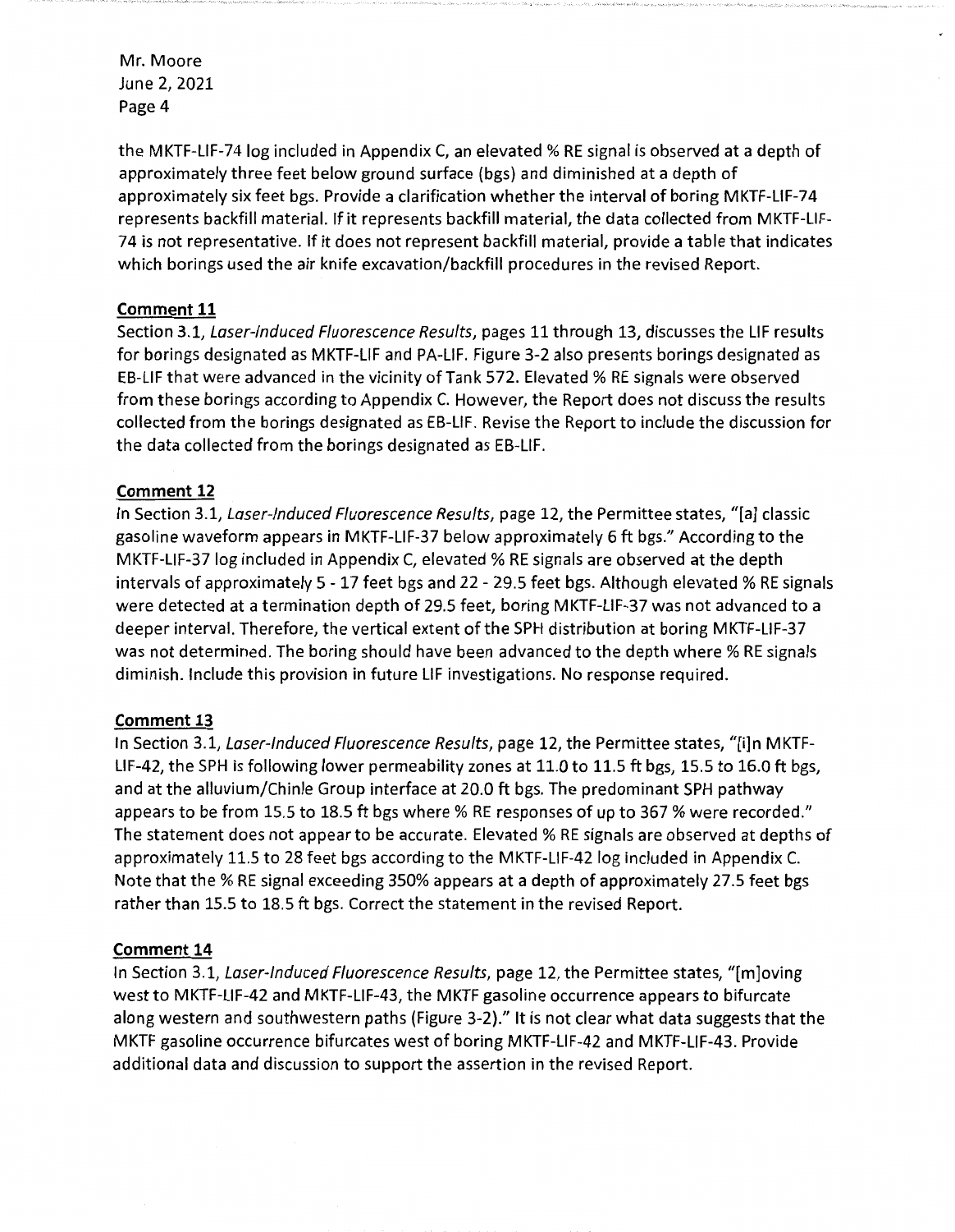the MKTF-LIF-74 log included in Appendix C, an elevated % RE signal is observed at a depth of approximately three feet below ground surface (bgs) and diminished at a depth of approximately six feet bgs. Provide a clarification whether the interval of boring MKTF-LIF-74 represents backfill material. If it represents backfill material, the data collected from MKTF-LIF-74 is not representative. If it does not represent backfill material, provide a table that indicates which borings used the air knife excavation/backfill procedures in the revised Report.

**Comment 11**

Section 3.1, *Laser-Induced Fluorescence Results*, pages 11 through 13, discusses the LIF results for borings designated as MKTF-LIF and PA-LIF. Figure 3-2 also presents borings designated as EB-LIF that were advanced in the vicinity of Tank 572. Elevated % RE signals were observed from these borings according to Appendix C. However, the Report does not discuss the results collected from the borings designated as EB-LIF. Revise the Report to include the discussion for the data collected from the borings designated as EB-LIF.

**Comment 12**

In Section 3.1, *Laser-Induced Fluorescence Results*, page 12, the Permittee states, "[a] classic gasoline waveform appears in MKTF-LIF-37 below approximately 6 ft bgs." According to the MKTF-LIF-37 log included in Appendix C, elevated % RE signals are observed at the depth intervals of approximately 5 - 17 feet bgs and 22 - 29.5 feet bgs. Although elevated % RE signals were detected at a termination depth of 29.5 feet, boring MKTF-LIF-37 was not advanced to a deeper interval. Therefore, the vertical extent of the SPH distribution at boring MKTF-LIF-37 was not determined. The boring should have been advanced to the depth where % RE signals diminish. Include this provision in future LIF investigations. No response required.

**Comment 13**

In Section 3.1, *Laser-Induced Fluorescence Results*, page 12, the Permittee states, "[i]n MKTF-LIF-42, the SPH is following lower permeability zones at 11.0 to 11.5 ft bgs, 15.5 to 16.0 ft bgs, and at the alluvium/Chinle Group interface at 20.0 ft bgs. The predominant SPH pathway appears to be from 15.5 to 18.5 ft bgs where % RE responses of up to 367 % were recorded." The statement does not appear to be accurate. Elevated % RE signals are observed at depths of approximately 11.5 to 28 feet bgs according to the MKTF-LIF-42 log included in Appendix C. Note that the % RE signal exceeding 350% appears at a depth of approximately 27.5 feet bgs rather than 15.5 to 18.5 ft bgs. Correct the statement in the revised Report.

**Comment 14**

In Section 3.1, *Laser-Induced Fluorescence Results*, page 12, the Permittee states, "[m]oving west to MKTF-LIF-42 and MKTF-LIF-43, the MKTF gasoline occurrence appears to bifurcate along western and southwestern paths (Figure 3-2)." It is not clear what data suggests that the MKTF gasoline occurrence bifurcates west of boring MKTF-LIF-42 and MKTF-LIF-43. Provide additional data and discussion to support the assertion in the revised Report.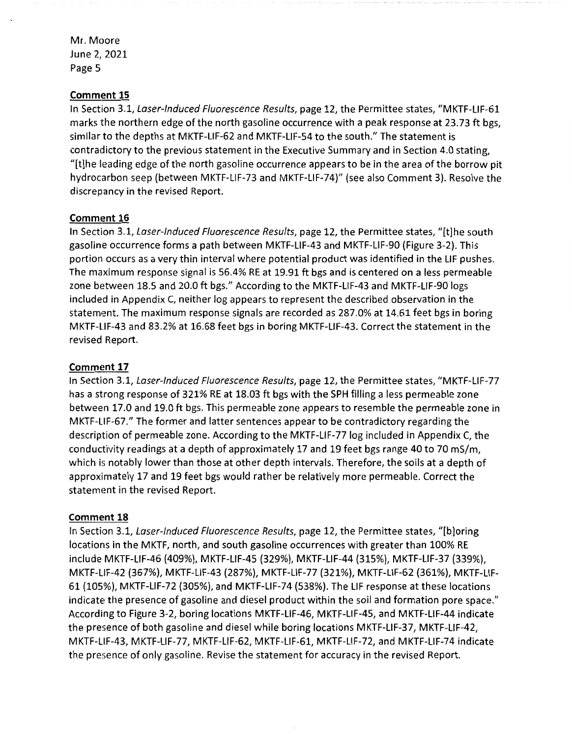### Comment 15

In Section 3.1, *Laser-Induced Fluorescence Results*, page 12, the Permittee states, "MKTF-LIF-61 marks the northern edge of the north gasoline occurrence with a peak response at 23.73 ft bgs, similar to the depths at MKTF-LIF-62 and MKTF-LIF-54 to the south." The statement is contradictory to the previous statement in the Executive Summary and in Section 4.0 stating, "[t]he leading edge of the north gasoline occurrence appears to be in the area of the borrow pit hydrocarbon seep (between MKTF-LIF-73 and MKTF-LIF-74)" (see also Comment 3). Resolve the discrepancy in the revised Report.

### Comment 16

In Section 3.1, *Laser-Induced Fluorescence Results*, page 12, the Permittee states, "[t]he south gasoline occurrence forms a path between MKTF-LIF-43 and MKTF-LIF-90 (Figure 3-2). This portion occurs as a very thin interval where potential product was identified in the LIF pushes. The maximum response signal is 56.4% RE at 19.91 ft bgs and is centered on a less permeable zone between 18.5 and 20.0 ft bgs." According to the MKTF-LIF-43 and MKTF-LIF-90 logs included in Appendix C, neither log appears to represent the described observation in the statement. The maximum response signals are recorded as 287.0% at 14.61 feet bgs in boring MKTF-LIF-43 and 83.2% at 16.68 feet bgs in boring MKTF-LIF-43. Correct the statement in the revised Report.

### Comment 17

In Section 3.1, *Laser-Induced Fluorescence Results*, page 12, the Permittee states, "MKTF-LIF-77 has a strong response of 321% RE at 18.03 ft bgs with the SPH filling a less permeable zone between 17.0 and 19.0 ft bgs. This permeable zone appears to resemble the permeable zone in MKTF-LIF-67." The former and latter sentences appear to be contradictory regarding the description of permeable zone. According to the MKTF-LIF-77 log included in Appendix C, the conductivity readings at a depth of approximately 17 and 19 feet bgs range 40 to 70 mS/m, which is notably lower than those at other depth intervals. Therefore, the soils at a depth of approximately 17 and 19 feet bgs would rather be relatively more permeable. Correct the statement in the revised Report.

### Comment 18

In Section 3.1, *Laser-Induced Fluorescence Results*, page 12, the Permittee states, "[b]oring locations in the MKTF, north, and south gasoline occurrences with greater than 100% RE include MKTF-LIF-46 (409%), MKTF-LIF-45 (329%), MKTF-LIF-44 (315%), MKTF-LIF-37 (339%), MKTF-LIF-42 (367%), MKTF-LIF-43 (287%), MKTF-LIF-77 (321%), MKTF-LIF-62 (361%), MKTF-LIF-61 (105%), MKTF-LIF-72 (305%), and MKTF-LIF-74 (538%). The LIF response at these locations indicate the presence of gasoline and diesel product within the soil and formation pore space." According to Figure 3-2, boring locations MKTF-LIF-46, MKTF-LIF-45, and MKTF-LIF-44 indicate the presence of both gasoline and diesel while boring locations MKTF-LIF-37, MKTF-LIF-42, MKTF-LIF-43, MKTF-LIF-77, MKTF-LIF-62, MKTF-LIF-61, MKTF-LIF-72, and MKTF-LIF-74 indicate the presence of only gasoline. Revise the statement for accuracy in the revised Report.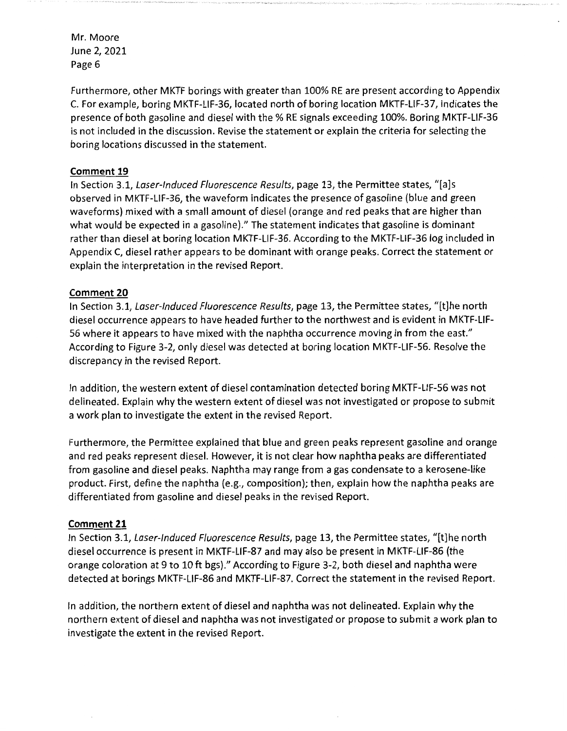Furthermore, other MKTF borings with greater than 100% RE are present according to Appendix C. For example, boring MKTF-LIF-36, located north of boring location MKTF-LIF-37, indicates the presence of both gasoline and diesel with the % RE signals exceeding 100%. Boring MKTF-LIF-36 is not included in the discussion. Revise the statement or explain the criteria for selecting the boring locations discussed in the statement.

**Comment 19**

In Section 3.1, *Laser-Induced Fluorescence Results*, page 13, the Permittee states, "[a]s observed in MKTF-LIF-36, the waveform indicates the presence of gasoline (blue and green waveforms) mixed with a small amount of diesel (orange and red peaks that are higher than what would be expected in a gasoline)." The statement indicates that gasoline is dominant rather than diesel at boring location MKTF-LIF-36. According to the MKTF-LIF-36 log included in Appendix C, diesel rather appears to be dominant with orange peaks. Correct the statement or explain the interpretation in the revised Report.

**Comment 20**

In Section 3.1, *Laser-Induced Fluorescence Results*, page 13, the Permittee states, "[t]he north diesel occurrence appears to have headed further to the northwest and is evident in MKTF-LIF-56 where it appears to have mixed with the naphtha occurrence moving in from the east." According to Figure 3-2, only diesel was detected at boring location MKTF-LIF-56. Resolve the discrepancy in the revised Report.

In addition, the western extent of diesel contamination detected boring MKTF-LIF-56 was not delineated. Explain why the western extent of diesel was not investigated or propose to submit a work plan to investigate the extent in the revised Report.

Furthermore, the Permittee explained that blue and green peaks represent gasoline and orange and red peaks represent diesel. However, it is not clear how naphtha peaks are differentiated from gasoline and diesel peaks. Naphtha may range from a gas condensate to a kerosene-like product. First, define the naphtha (e.g., composition); then, explain how the naphtha peaks are differentiated from gasoline and diesel peaks in the revised Report.

**Comment 21**

In Section 3.1, *Laser-Induced Fluorescence Results*, page 13, the Permittee states, "[t]he north diesel occurrence is present in MKTF-LIF-87 and may also be present in MKTF-LIF-86 (the orange coloration at 9 to 10 ft bgs)." According to Figure 3-2, both diesel and naphtha were detected at borings MKTF-LIF-86 and MKTF-LIF-87. Correct the statement in the revised Report.

In addition, the northern extent of diesel and naphtha was not delineated. Explain why the northern extent of diesel and naphtha was not investigated or propose to submit a work plan to investigate the extent in the revised Report.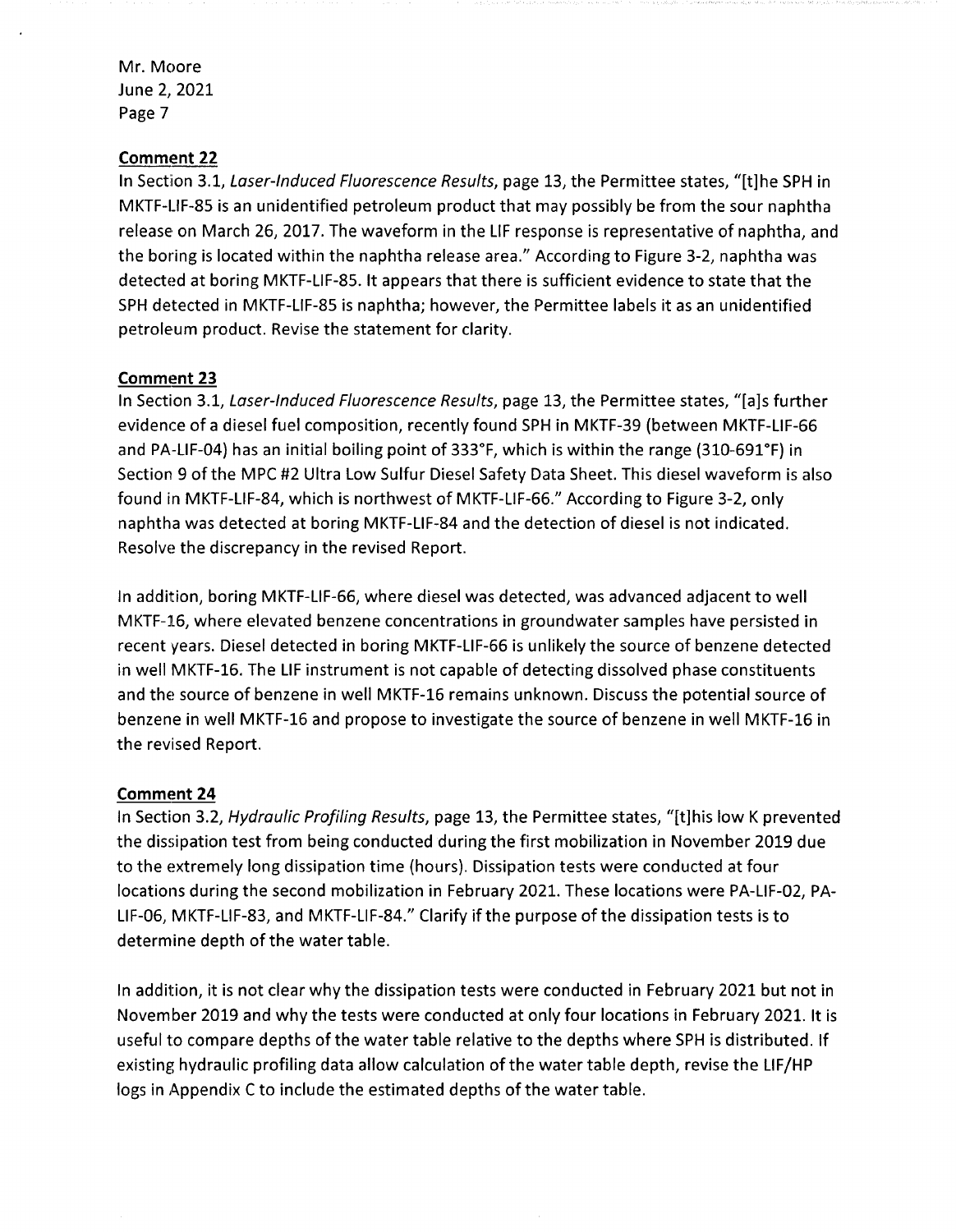**Comment 22**

In Section 3.1, *Laser-Induced Fluorescence Results*, page 13, the Permittee states, "[t]he SPH in MKTF-LIF-85 is an unidentified petroleum product that may possibly be from the sour naphtha release on March 26, 2017. The waveform in the LIF response is representative of naphtha, and the boring is located within the naphtha release area." According to Figure 3-2, naphtha was detected at boring MKTF-LIF-85. It appears that there is sufficient evidence to state that the SPH detected in MKTF-LIF-85 is naphtha; however, the Permittee labels it as an unidentified petroleum product. Revise the statement for clarity.

**Comment 23**

In Section 3.1, *Laser-Induced Fluorescence Results*, page 13, the Permittee states, "[a]s further evidence of a diesel fuel composition, recently found SPH in MKTF-39 (between MKTF-LIF-66 and PA-LIF-04) has an initial boiling point of 333°F, which is within the range (310-691°F) in Section 9 of the MPC #2 Ultra Low Sulfur Diesel Safety Data Sheet. This diesel waveform is also found in MKTF-LIF-84, which is northwest of MKTF-LIF-66." According to Figure 3-2, only naphtha was detected at boring MKTF-LIF-84 and the detection of diesel is not indicated. Resolve the discrepancy in the revised Report.

In addition, boring MKTF-LIF-66, where diesel was detected, was advanced adjacent to well MKTF-16, where elevated benzene concentrations in groundwater samples have persisted in recent years. Diesel detected in boring MKTF-LIF-66 is unlikely the source of benzene detected in well MKTF-16. The LIF instrument is not capable of detecting dissolved phase constituents and the source of benzene in well MKTF-16 remains unknown. Discuss the potential source of benzene in well MKTF-16 and propose to investigate the source of benzene in well MKTF-16 in the revised Report.

**Comment 24**

In Section 3.2, *Hydraulic Profiling Results*, page 13, the Permittee states, "[t]his low K prevented the dissipation test from being conducted during the first mobilization in November 2019 due to the extremely long dissipation time (hours). Dissipation tests were conducted at four locations during the second mobilization in February 2021. These locations were PA-LIF-02, PA-LIF-06, MKTF-LIF-83, and MKTF-LIF-84." Clarify if the purpose of the dissipation tests is to determine depth of the water table.

In addition, it is not clear why the dissipation tests were conducted in February 2021 but not in November 2019 and why the tests were conducted at only four locations in February 2021. It is useful to compare depths of the water table relative to the depths where SPH is distributed. If existing hydraulic profiling data allow calculation of the water table depth, revise the LIF/HP logs in Appendix C to include the estimated depths of the water table.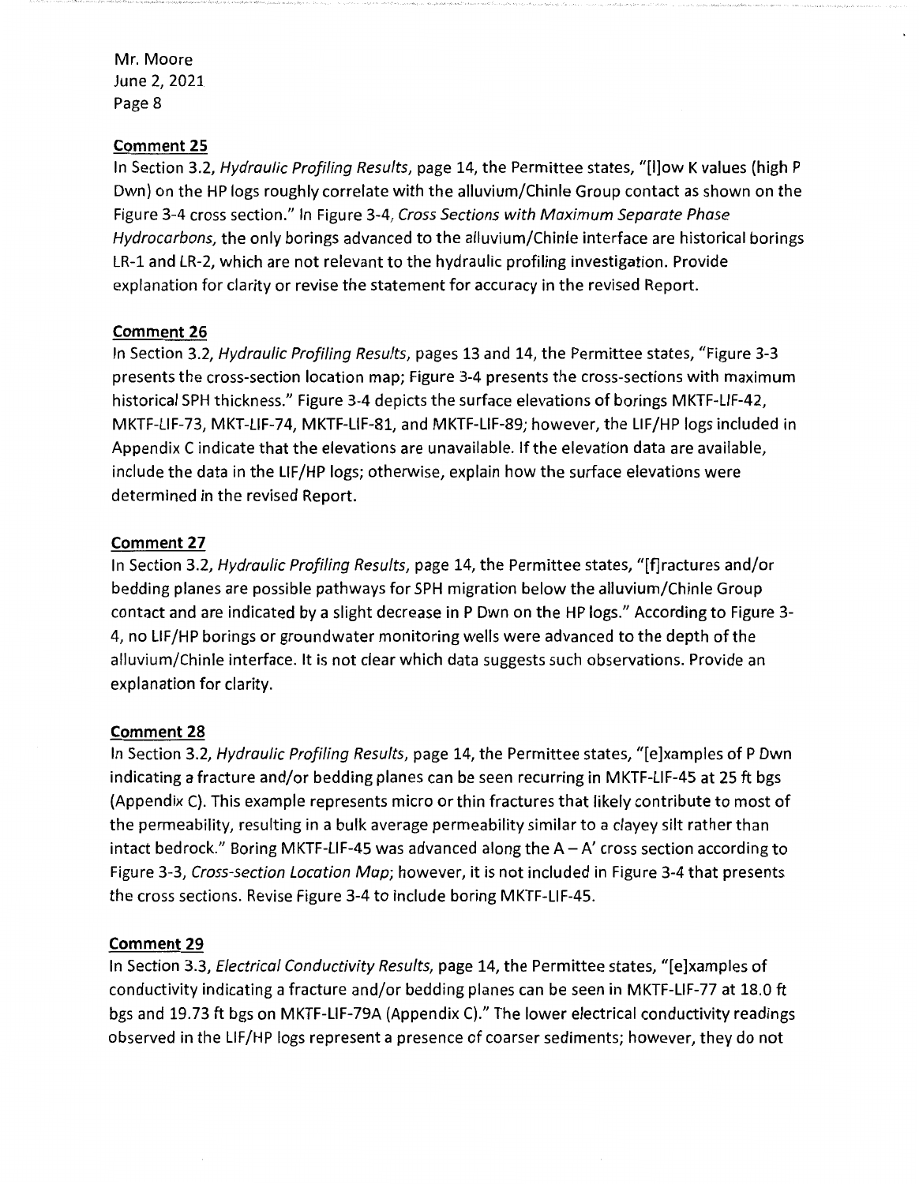**Comment 25**

In Section 3.2, *Hydraulic Profiling Results*, page 14, the Permittee states, "[l]ow K values (high P Dwn) on the HP logs roughly correlate with the alluvium/Chinle Group contact as shown on the Figure 3-4 cross section." In Figure 3-4, *Cross Sections with Maximum Separate Phase Hydrocarbons*, the only borings advanced to the alluvium/Chinle interface are historical borings LR-1 and LR-2, which are not relevant to the hydraulic profiling investigation. Provide explanation for clarity or revise the statement for accuracy in the revised Report.

**Comment 26**

In Section 3.2, *Hydraulic Profiling Results*, pages 13 and 14, the Permittee states, "Figure 3-3 presents the cross-section location map; Figure 3-4 presents the cross-sections with maximum historical SPH thickness." Figure 3-4 depicts the surface elevations of borings MKTF-LIF-42, MKTF-LIF-73, MKT-LIF-74, MKTF-LIF-81, and MKTF-LIF-89; however, the LIF/HP logs included in Appendix C indicate that the elevations are unavailable. If the elevation data are available, include the data in the LIF/HP logs; otherwise, explain how the surface elevations were determined in the revised Report.

**Comment 27**

In Section 3.2, *Hydraulic Profiling Results*, page 14, the Permittee states, "[f]ractures and/or bedding planes are possible pathways for SPH migration below the alluvium/Chinle Group contact and are indicated by a slight decrease in P Dwn on the HP logs." According to Figure 3-4, no LIF/HP borings or groundwater monitoring wells were advanced to the depth of the alluvium/Chinle interface. It is not clear which data suggests such observations. Provide an explanation for clarity.

**Comment 28**

In Section 3.2, *Hydraulic Profiling Results*, page 14, the Permittee states, "[e]xamples of P Dwn indicating a fracture and/or bedding planes can be seen recurring in MKTF-LIF-45 at 25 ft bgs (Appendix C). This example represents micro or thin fractures that likely contribute to most of the permeability, resulting in a bulk average permeability similar to a clayey silt rather than intact bedrock." Boring MKTF-LIF-45 was advanced along the A – A' cross section according to Figure 3-3, *Cross-section Location Map*; however, it is not included in Figure 3-4 that presents the cross sections. Revise Figure 3-4 to include boring MKTF-LIF-45.

**Comment 29**

In Section 3.3, *Electrical Conductivity Results*, page 14, the Permittee states, "[e]xamples of conductivity indicating a fracture and/or bedding planes can be seen in MKTF-LIF-77 at 18.0 ft bgs and 19.73 ft bgs on MKTF-LIF-79A (Appendix C)." The lower electrical conductivity readings observed in the LIF/HP logs represent a presence of coarser sediments; however, they do not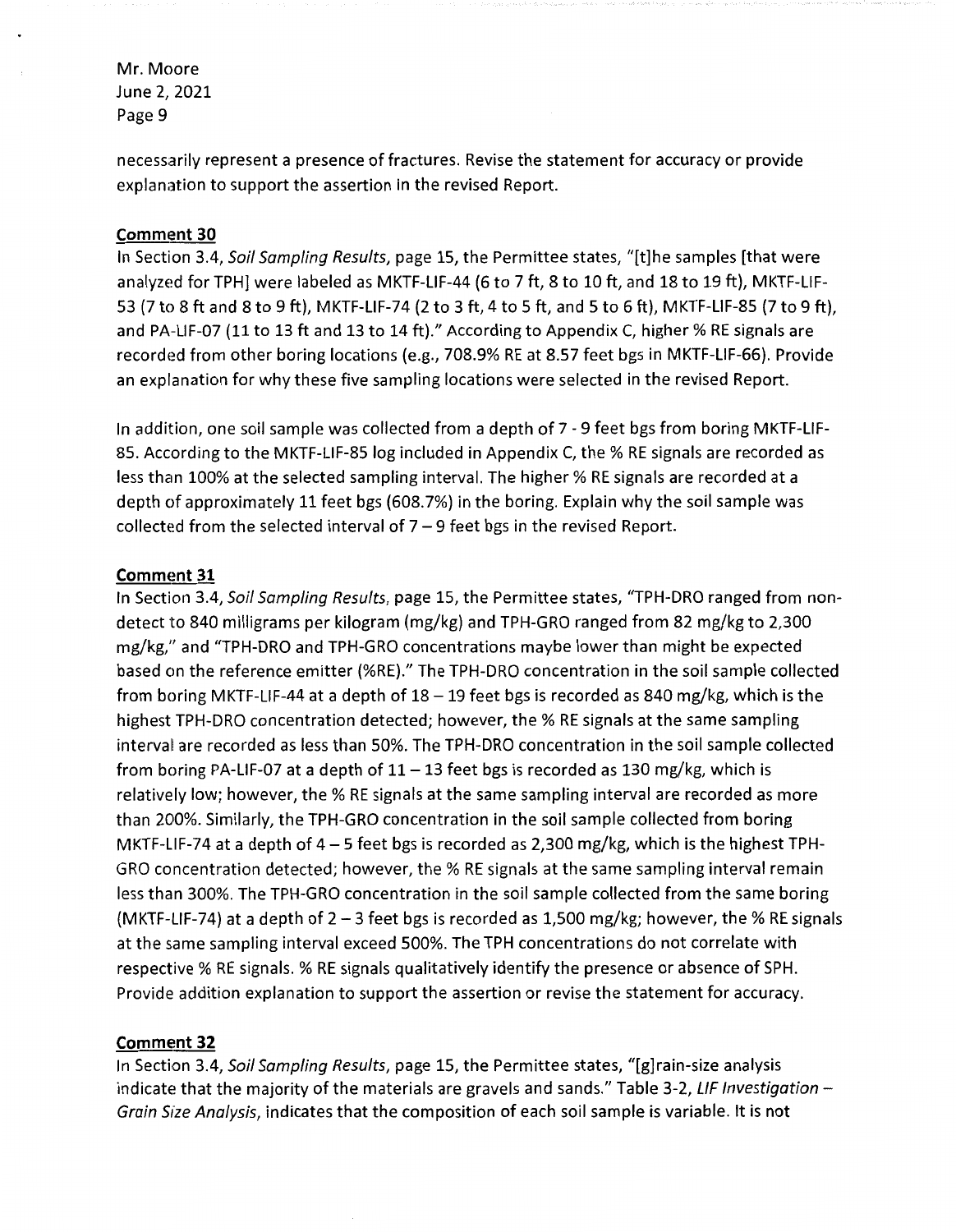necessarily represent a presence of fractures. Revise the statement for accuracy or provide explanation to support the assertion in the revised Report.

**Comment 30**

In Section 3.4, *Soil Sampling Results*, page 15, the Permittee states, "[t]he samples [that were analyzed for TPH] were labeled as MKTF-LIF-44 (6 to 7 ft, 8 to 10 ft, and 18 to 19 ft), MKTF-LIF-53 (7 to 8 ft and 8 to 9 ft), MKTF-LIF-74 (2 to 3 ft, 4 to 5 ft, and 5 to 6 ft), MKTF-LIF-85 (7 to 9 ft), and PA-LIF-07 (11 to 13 ft and 13 to 14 ft)." According to Appendix C, higher % RE signals are recorded from other boring locations (e.g., 708.9% RE at 8.57 feet bgs in MKTF-LIF-66). Provide an explanation for why these five sampling locations were selected in the revised Report.

In addition, one soil sample was collected from a depth of 7 - 9 feet bgs from boring MKTF-LIF-85. According to the MKTF-LIF-85 log included in Appendix C, the % RE signals are recorded as less than 100% at the selected sampling interval. The higher % RE signals are recorded at a depth of approximately 11 feet bgs (608.7%) in the boring. Explain why the soil sample was collected from the selected interval of 7 – 9 feet bgs in the revised Report.

**Comment 31**

In Section 3.4, *Soil Sampling Results*, page 15, the Permittee states, "TPH-DRO ranged from non-detect to 840 milligrams per kilogram (mg/kg) and TPH-GRO ranged from 82 mg/kg to 2,300 mg/kg," and "TPH-DRO and TPH-GRO concentrations maybe lower than might be expected based on the reference emitter (%RE)." The TPH-DRO concentration in the soil sample collected from boring MKTF-LIF-44 at a depth of 18 – 19 feet bgs is recorded as 840 mg/kg, which is the highest TPH-DRO concentration detected; however, the % RE signals at the same sampling interval are recorded as less than 50%. The TPH-DRO concentration in the soil sample collected from boring PA-LIF-07 at a depth of 11 – 13 feet bgs is recorded as 130 mg/kg, which is relatively low; however, the % RE signals at the same sampling interval are recorded as more than 200%. Similarly, the TPH-GRO concentration in the soil sample collected from boring MKTF-LIF-74 at a depth of 4 – 5 feet bgs is recorded as 2,300 mg/kg, which is the highest TPH-GRO concentration detected; however, the % RE signals at the same sampling interval remain less than 300%. The TPH-GRO concentration in the soil sample collected from the same boring (MKTF-LIF-74) at a depth of 2 – 3 feet bgs is recorded as 1,500 mg/kg; however, the % RE signals at the same sampling interval exceed 500%. The TPH concentrations do not correlate with respective % RE signals. % RE signals qualitatively identify the presence or absence of SPH. Provide addition explanation to support the assertion or revise the statement for accuracy.

**Comment 32**

In Section 3.4, *Soil Sampling Results*, page 15, the Permittee states, "[g]rain-size analysis indicate that the majority of the materials are gravels and sands." Table 3-2, *LIF Investigation – Grain Size Analysis*, indicates that the composition of each soil sample is variable. It is not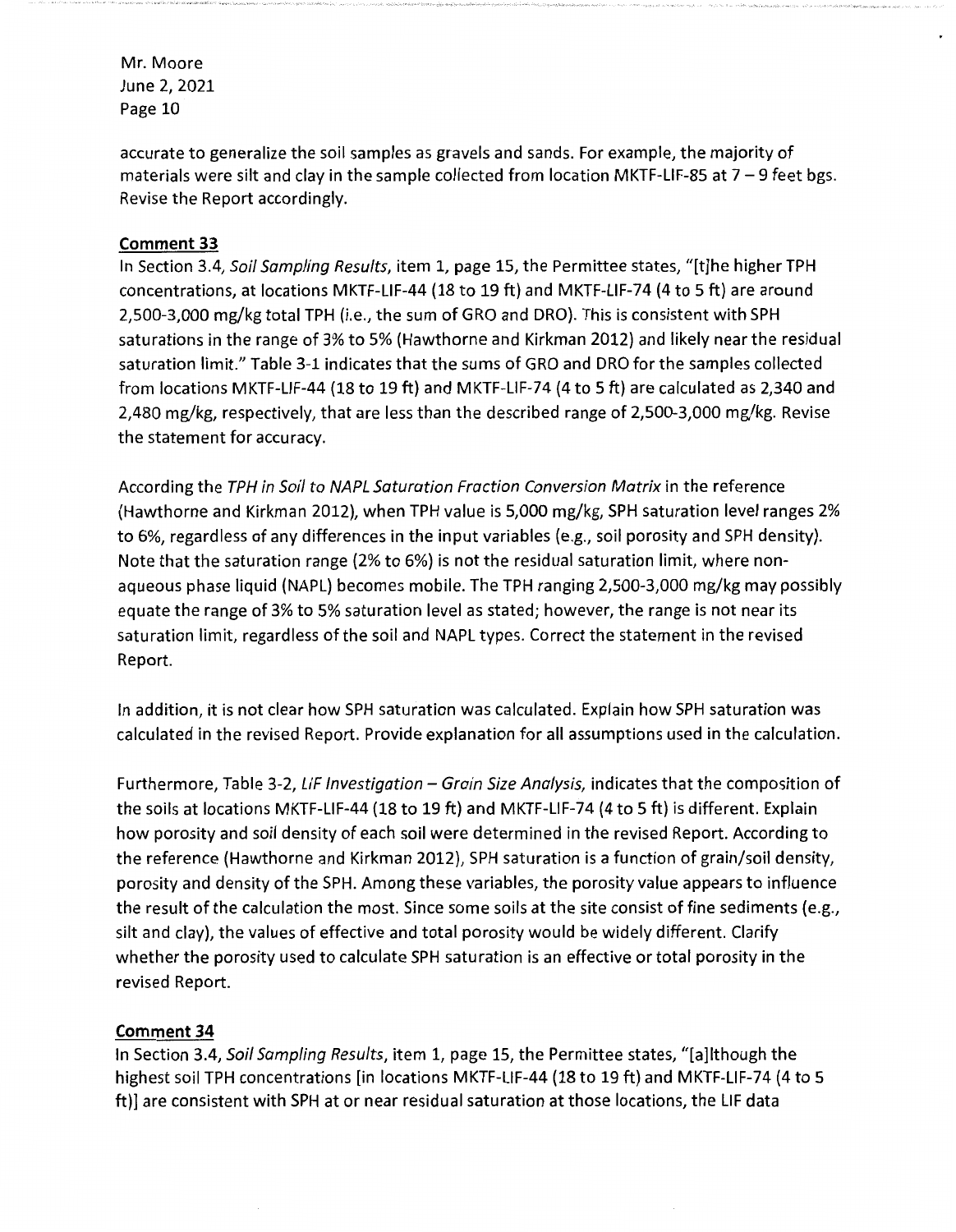accurate to generalize the soil samples as gravels and sands. For example, the majority of materials were silt and clay in the sample collected from location MKTF-LIF-85 at 7 – 9 feet bgs. Revise the Report accordingly.

**Comment 33**

In Section 3.4, *Soil Sampling Results*, item 1, page 15, the Permittee states, "[t]he higher TPH concentrations, at locations MKTF-LIF-44 (18 to 19 ft) and MKTF-LIF-74 (4 to 5 ft) are around 2,500-3,000 mg/kg total TPH (i.e., the sum of GRO and DRO). This is consistent with SPH saturations in the range of 3% to 5% (Hawthorne and Kirkman 2012) and likely near the residual saturation limit." Table 3-1 indicates that the sums of GRO and DRO for the samples collected from locations MKTF-LIF-44 (18 to 19 ft) and MKTF-LIF-74 (4 to 5 ft) are calculated as 2,340 and 2,480 mg/kg, respectively, that are less than the described range of 2,500-3,000 mg/kg. Revise the statement for accuracy.

According the *TPH in Soil to NAPL Saturation Fraction Conversion Matrix* in the reference (Hawthorne and Kirkman 2012), when TPH value is 5,000 mg/kg, SPH saturation level ranges 2% to 6%, regardless of any differences in the input variables (e.g., soil porosity and SPH density). Note that the saturation range (2% to 6%) is not the residual saturation limit, where non-aqueous phase liquid (NAPL) becomes mobile. The TPH ranging 2,500-3,000 mg/kg may possibly equate the range of 3% to 5% saturation level as stated; however, the range is not near its saturation limit, regardless of the soil and NAPL types. Correct the statement in the revised Report.

In addition, it is not clear how SPH saturation was calculated. Explain how SPH saturation was calculated in the revised Report. Provide explanation for all assumptions used in the calculation.

Furthermore, Table 3-2, *LIF Investigation – Grain Size Analysis*, indicates that the composition of the soils at locations MKTF-LIF-44 (18 to 19 ft) and MKTF-LIF-74 (4 to 5 ft) is different. Explain how porosity and soil density of each soil were determined in the revised Report. According to the reference (Hawthorne and Kirkman 2012), SPH saturation is a function of grain/soil density, porosity and density of the SPH. Among these variables, the porosity value appears to influence the result of the calculation the most. Since some soils at the site consist of fine sediments (e.g., silt and clay), the values of effective and total porosity would be widely different. Clarify whether the porosity used to calculate SPH saturation is an effective or total porosity in the revised Report.

**Comment 34**

In Section 3.4, *Soil Sampling Results*, item 1, page 15, the Permittee states, "[a]lthough the highest soil TPH concentrations [in locations MKTF-LIF-44 (18 to 19 ft) and MKTF-LIF-74 (4 to 5 ft)] are consistent with SPH at or near residual saturation at those locations, the LIF data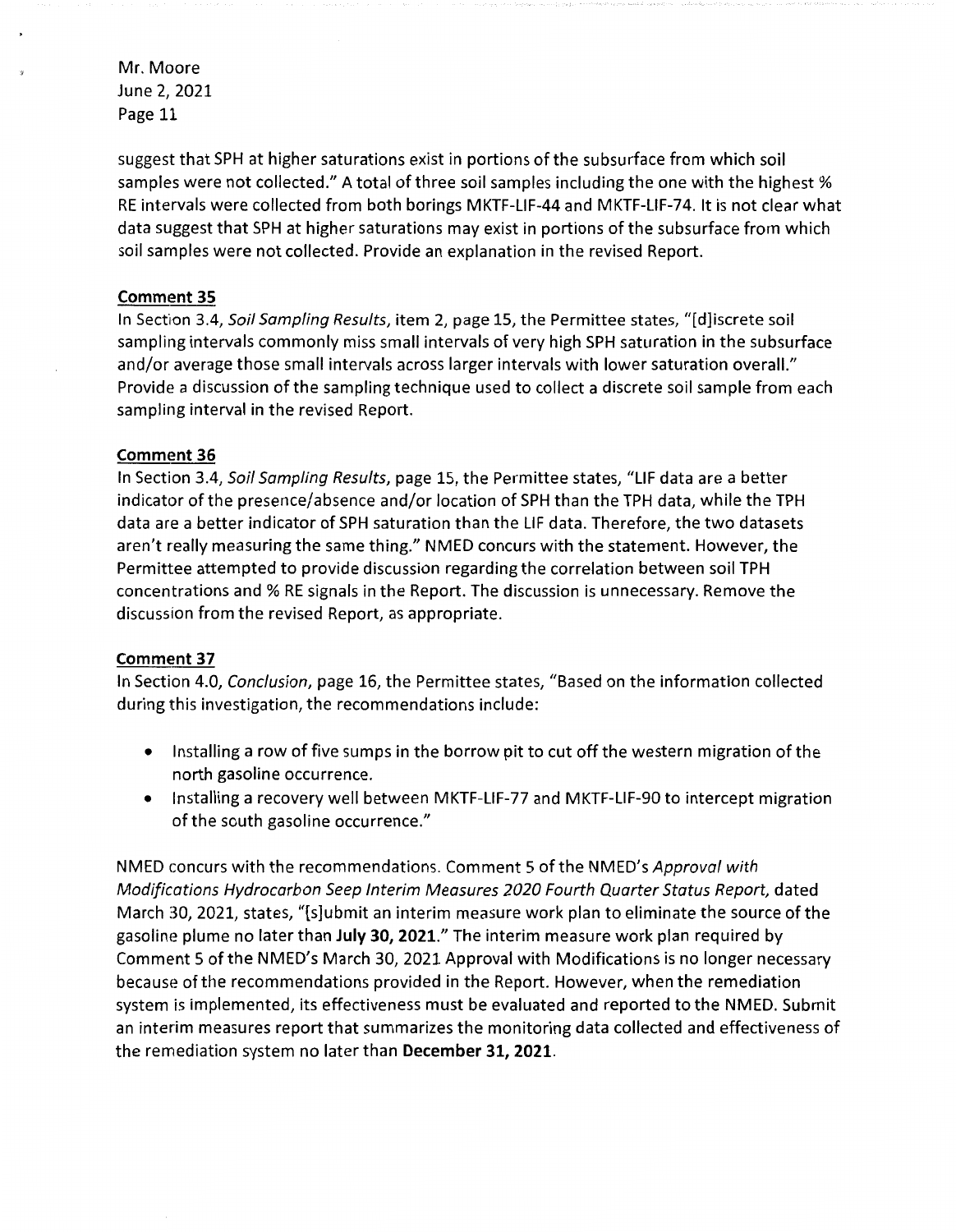suggest that SPH at higher saturations exist in portions of the subsurface from which soil samples were not collected." A total of three soil samples including the one with the highest % RE intervals were collected from both borings MKTF-LIF-44 and MKTF-LIF-74. It is not clear what data suggest that SPH at higher saturations may exist in portions of the subsurface from which soil samples were not collected. Provide an explanation in the revised Report.

**Comment 35**

In Section 3.4, *Soil Sampling Results*, item 2, page 15, the Permittee states, "[d]iscrete soil sampling intervals commonly miss small intervals of very high SPH saturation in the subsurface and/or average those small intervals across larger intervals with lower saturation overall." Provide a discussion of the sampling technique used to collect a discrete soil sample from each sampling interval in the revised Report.

**Comment 36**

In Section 3.4, *Soil Sampling Results*, page 15, the Permittee states, "LIF data are a better indicator of the presence/absence and/or location of SPH than the TPH data, while the TPH data are a better indicator of SPH saturation than the LIF data. Therefore, the two datasets aren't really measuring the same thing." NMED concurs with the statement. However, the Permittee attempted to provide discussion regarding the correlation between soil TPH concentrations and % RE signals in the Report. The discussion is unnecessary. Remove the discussion from the revised Report, as appropriate.

**Comment 37**

In Section 4.0, *Conclusion*, page 16, the Permittee states, "Based on the information collected during this investigation, the recommendations include:

- Installing a row of five sumps in the borrow pit to cut off the western migration of the north gasoline occurrence.
- Installing a recovery well between MKTF-LIF-77 and MKTF-LIF-90 to intercept migration of the south gasoline occurrence."

NMED concurs with the recommendations. Comment 5 of the NMED's *Approval with Modifications Hydrocarbon Seep Interim Measures 2020 Fourth Quarter Status Report*, dated March 30, 2021, states, "[s]ubmit an interim measure work plan to eliminate the source of the gasoline plume no later than **July 30, 2021**." The interim measure work plan required by Comment 5 of the NMED's March 30, 2021 Approval with Modifications is no longer necessary because of the recommendations provided in the Report. However, when the remediation system is implemented, its effectiveness must be evaluated and reported to the NMED. Submit an interim measures report that summarizes the monitoring data collected and effectiveness of the remediation system no later than **December 31, 2021**.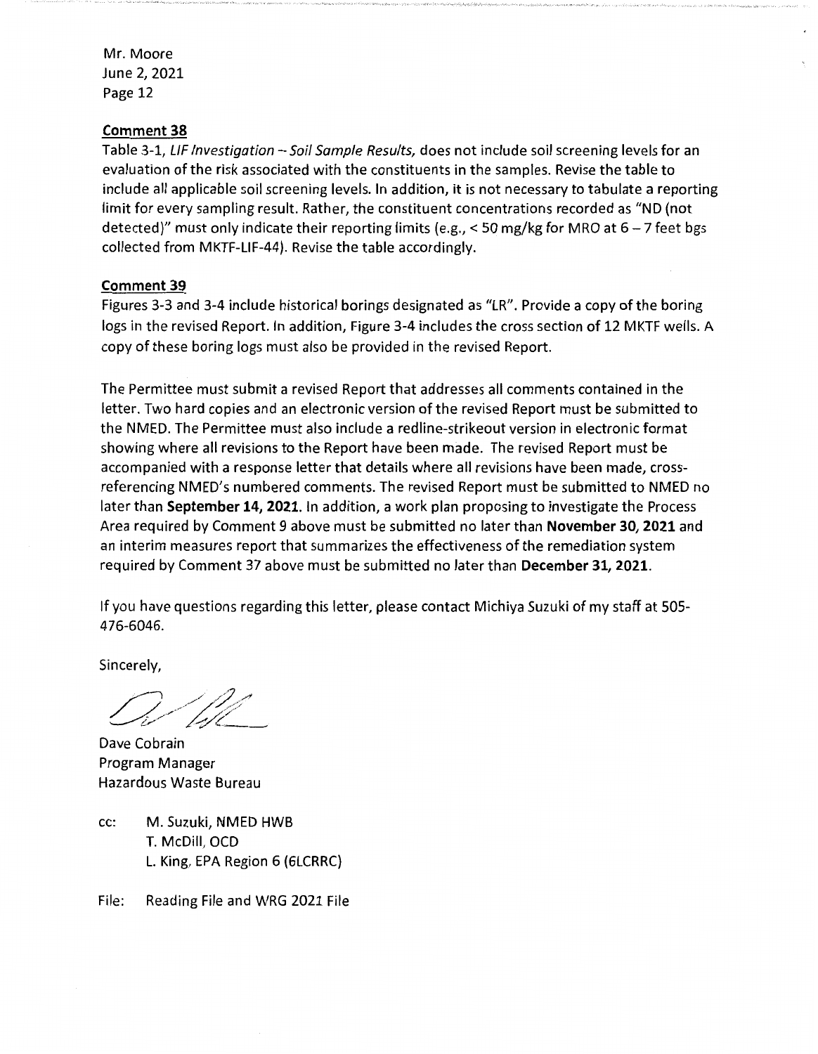## Comment 38

Table 3-1, *LIF Investigation – Soil Sample Results,* does not include soil screening levels for an evaluation of the risk associated with the constituents in the samples. Revise the table to include all applicable soil screening levels. In addition, it is not necessary to tabulate a reporting limit for every sampling result. Rather, the constituent concentrations recorded as "ND (not detected)" must only indicate their reporting limits (e.g., < 50 mg/kg for MRO at 6 – 7 feet bgs collected from MKTF-LIF-44). Revise the table accordingly.

## Comment 39

Figures 3-3 and 3-4 include historical borings designated as "LR". Provide a copy of the boring logs in the revised Report. In addition, Figure 3-4 includes the cross section of 12 MKTF wells. A copy of these boring logs must also be provided in the revised Report.

The Permittee must submit a revised Report that addresses all comments contained in the letter. Two hard copies and an electronic version of the revised Report must be submitted to the NMED. The Permittee must also include a redline-strikeout version in electronic format showing where all revisions to the Report have been made. The revised Report must be accompanied with a response letter that details where all revisions have been made, cross-referencing NMED's numbered comments. The revised Report must be submitted to NMED no later than **September 14, 2021.** In addition, a work plan proposing to investigate the Process Area required by Comment 9 above must be submitted no later than **November 30, 2021** and an interim measures report that summarizes the effectiveness of the remediation system required by Comment 37 above must be submitted no later than **December 31, 2021.**

If you have questions regarding this letter, please contact Michiya Suzuki of my staff at 505-476-6046.

Sincerely,

Dave Cobrain
Program Manager
Hazardous Waste Bureau

cc: M. Suzuki, NMED HWB
T. McDill, OCD
L. King, EPA Region 6 (6LCRRC)

File: Reading File and WRG 2021 File